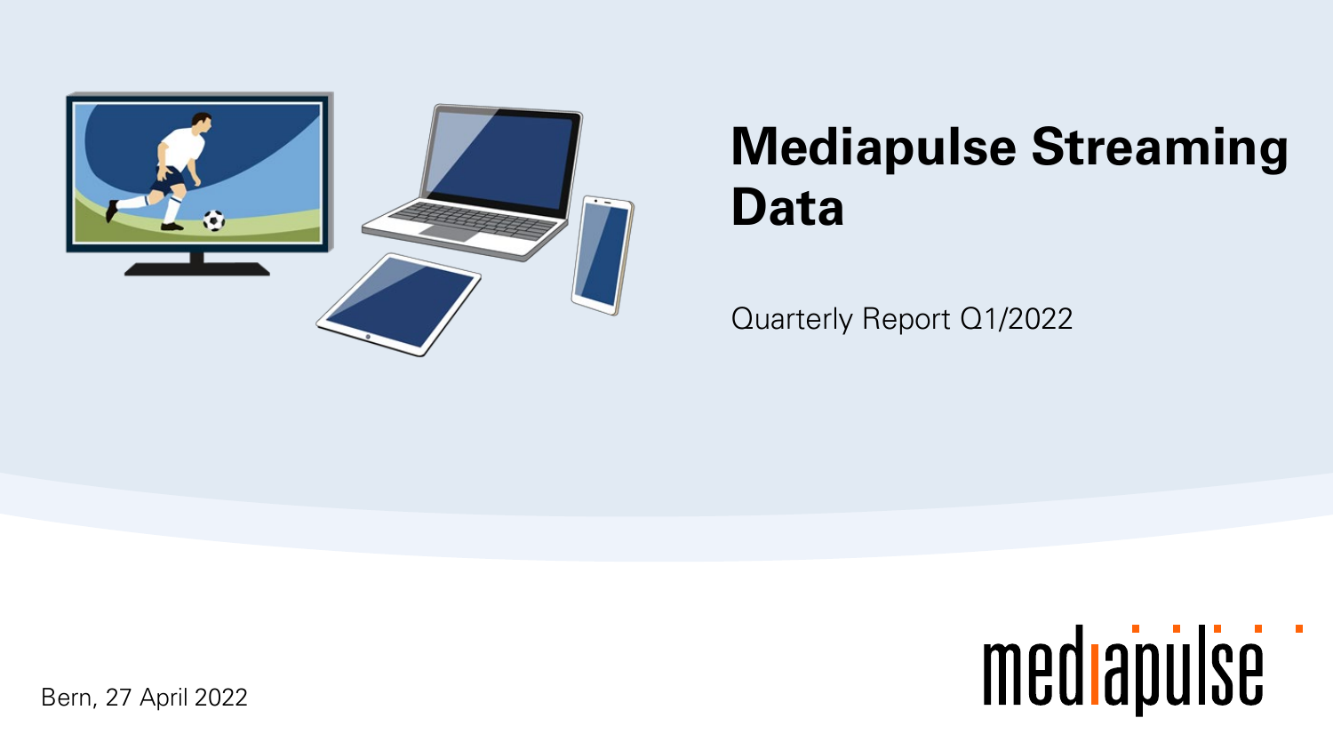# Mediapulse Streaming Data

Quarterly Report Q1/2022

Bern, 27 April 2022

mediapulse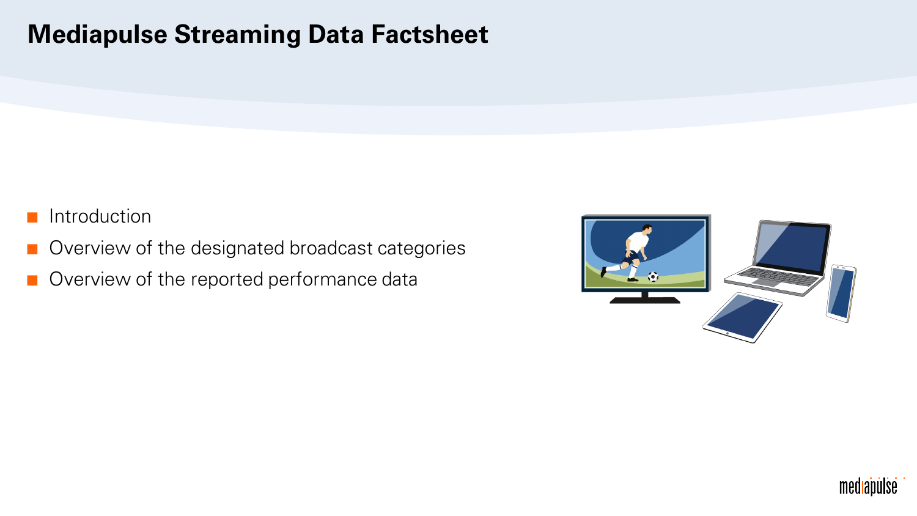# Mediapulse Streaming Data Factsheet

- Introduction
- Overview of the designated broadcast categories
- Overview of the reported performance data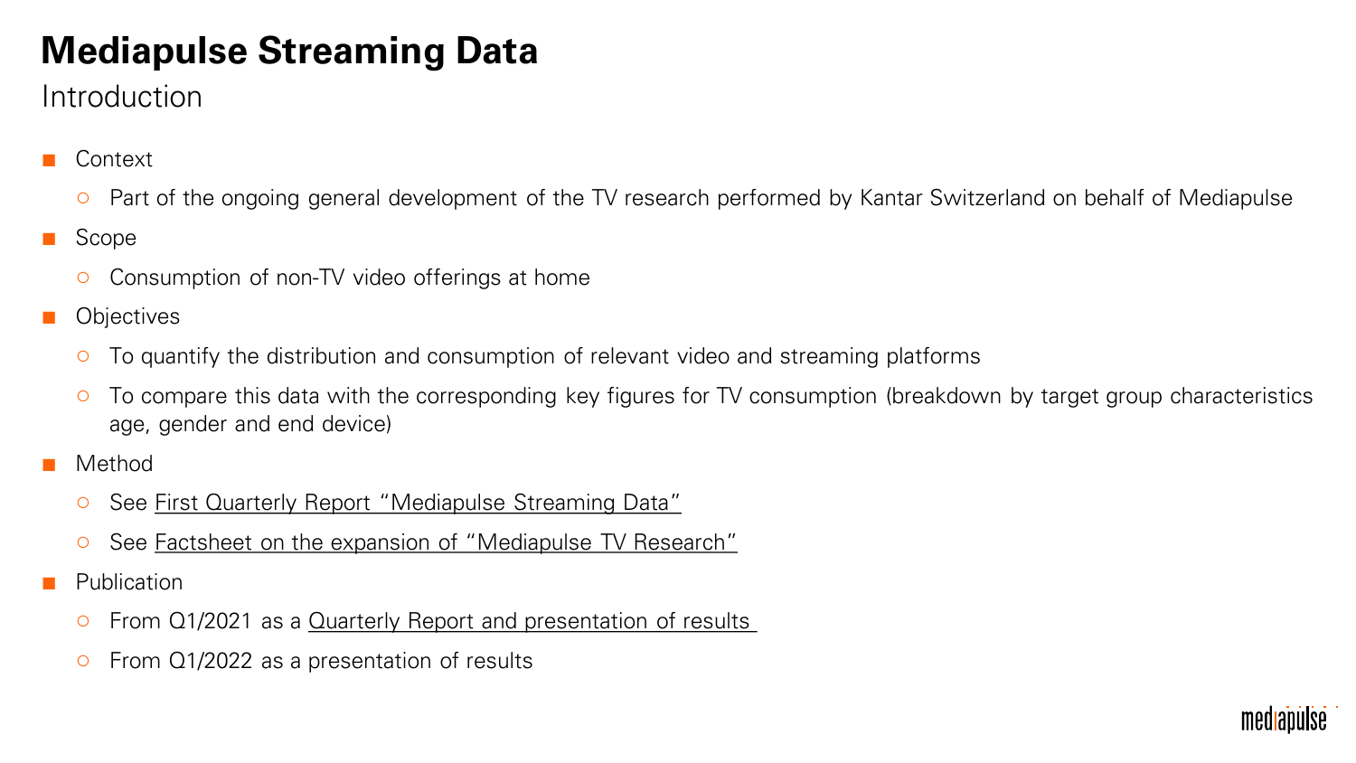# Mediapulse Streaming Data

## Introduction

- Context
  - Part of the ongoing general development of the TV research performed by Kantar Switzerland on behalf of Mediapulse
- Scope
  - Consumption of non-TV video offerings at home
- Objectives
  - To quantify the distribution and consumption of relevant video and streaming platforms
  - To compare this data with the corresponding key figures for TV consumption (breakdown by target group characteristics age, gender and end device)
- Method
  - See First Quarterly Report "Mediapulse Streaming Data"
  - See Factsheet on the expansion of "Mediapulse TV Research"
- Publication
  - From Q1/2021 as a Quarterly Report and presentation of results
  - From Q1/2022 as a presentation of results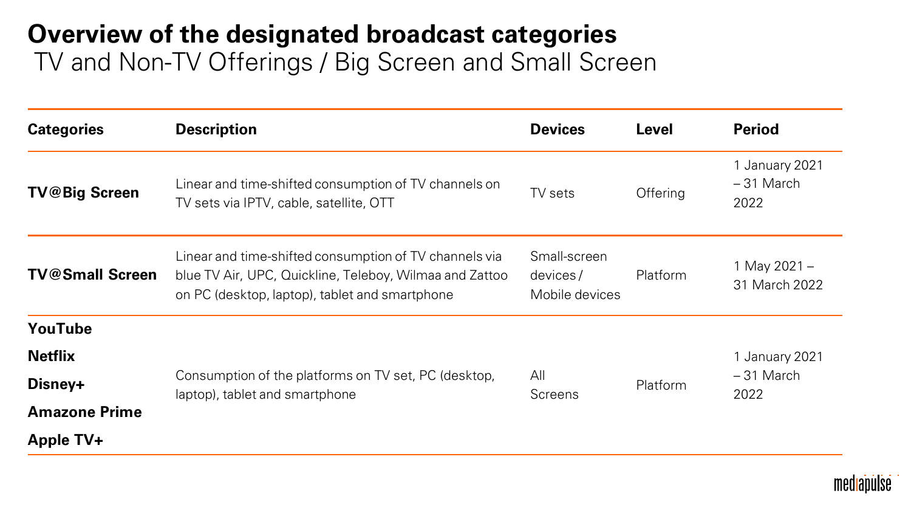# Overview of the designated broadcast categories

## TV and Non-TV Offerings / Big Screen and Small Screen

| Categories | Description | Devices | Level | Period |
| --- | --- | --- | --- | --- |
| **TV@Big Screen** | Linear and time-shifted consumption of TV channels on TV sets via IPTV, cable, satellite, OTT | TV sets | Offering | 1 January 2021 – 31 March 2022 |
| **TV@Small Screen** | Linear and time-shifted consumption of TV channels via blue TV Air, UPC, Quickline, Teleboy, Wilmaa and Zattoo on PC (desktop, laptop), tablet and smartphone | Small-screen devices / Mobile devices | Platform | 1 May 2021 – 31 March 2022 |
| **YouTube**<br>**Netflix**<br>**Disney+**<br>**Amazone Prime**<br>**Apple TV+** | Consumption of the platforms on TV set, PC (desktop, laptop), tablet and smartphone | All Screens | Platform | 1 January 2021 – 31 March 2022 |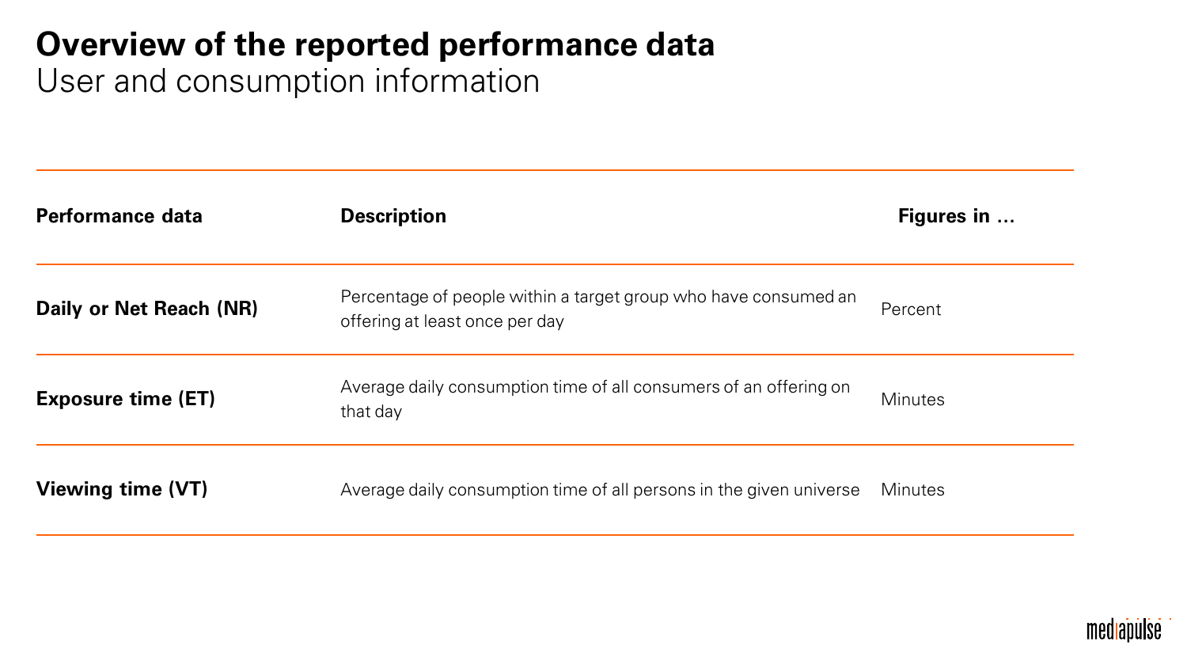# Overview of the reported performance data

User and consumption information

| Performance data | Description | Figures in … |
|---|---|---|
| **Daily or Net Reach (NR)** | Percentage of people within a target group who have consumed an offering at least once per day | Percent |
| **Exposure time (ET)** | Average daily consumption time of all consumers of an offering on that day | Minutes |
| **Viewing time (VT)** | Average daily consumption time of all persons in the given universe | Minutes |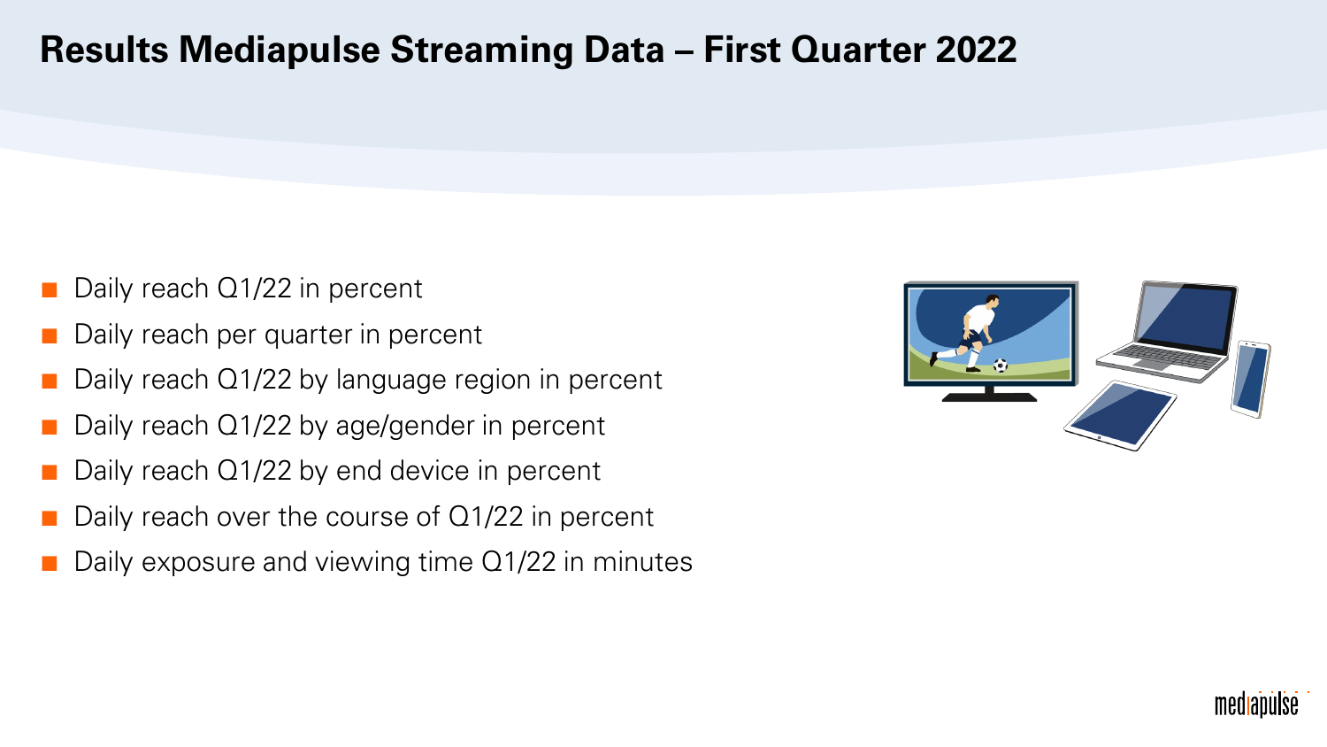# Results Mediapulse Streaming Data – First Quarter 2022

- Daily reach Q1/22 in percent
- Daily reach per quarter in percent
- Daily reach Q1/22 by language region in percent
- Daily reach Q1/22 by age/gender in percent
- Daily reach Q1/22 by end device in percent
- Daily reach over the course of Q1/22 in percent
- Daily exposure and viewing time Q1/22 in minutes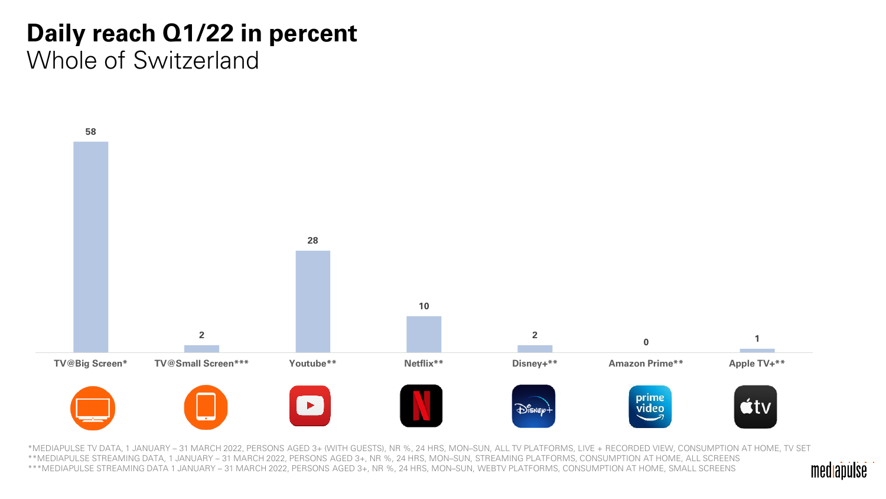# Daily reach Q1/22 in percent

Whole of Switzerland

| TV@Big Screen* | TV@Small Screen*** | Youtube** | Netflix** | Disney+** | Amazon Prime** | Apple TV+** |
|---|---|---|---|---|---|---|
| 58 | 2 | 28 | 10 | 2 | 0 | 1 |

*MEDIAPULSE TV DATA, 1 JANUARY – 31 MARCH 2022, PERSONS AGED 3+ (WITH GUESTS), NR %, 24 HRS, MON–SUN, ALL TV PLATFORMS, LIVE + RECORDED VIEW, CONSUMPTION AT HOME, TV SET
**MEDIAPULSE STREAMING DATA, 1 JANUARY – 31 MARCH 2022, PERSONS AGED 3+, NR %, 24 HRS, MON–SUN, STREAMING PLATFORMS, CONSUMPTION AT HOME, ALL SCREENS
***MEDIAPULSE STREAMING DATA 1 JANUARY – 31 MARCH 2022, PERSONS AGED 3+, NR %, 24 HRS, MON–SUN, WEBTV PLATFORMS, CONSUMPTION AT HOME, SMALL SCREENS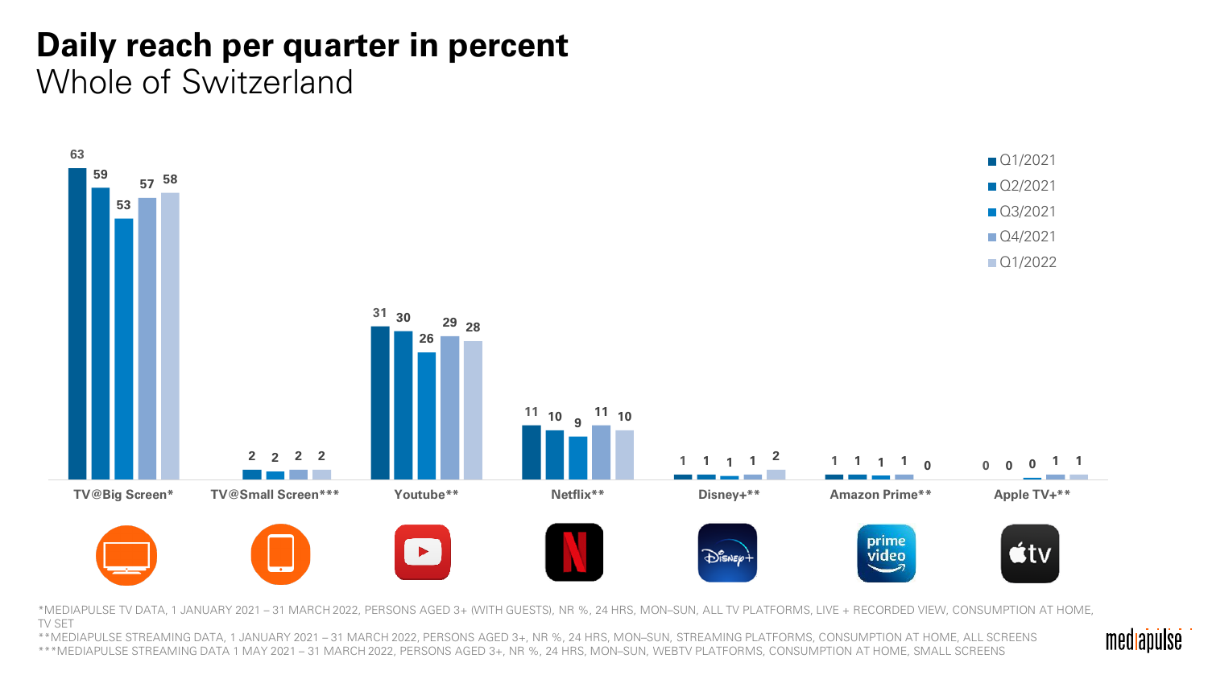# Daily reach per quarter in percent

Whole of Switzerland

| | Q1/2021 | Q2/2021 | Q3/2021 | Q4/2021 | Q1/2022 |
|---|---|---|---|---|---|
| TV@Big Screen* | 63 | 59 | 53 | 57 | 58 |
| TV@Small Screen*** | | 2 | 2 | 2 | 2 |
| Youtube** | 31 | 30 | 26 | 29 | 28 |
| Netflix** | 11 | 10 | 9 | 11 | 10 |
| Disney+** | 1 | 1 | 1 | 1 | 2 |
| Amazon Prime** | 1 | 1 | 1 | 1 | 0 |
| Apple TV+** | 0 | 0 | 0 | 1 | 1 |

*MEDIAPULSE TV DATA, 1 JANUARY 2021 – 31 MARCH 2022, PERSONS AGED 3+ (WITH GUESTS), NR %, 24 HRS, MON–SUN, ALL TV PLATFORMS, LIVE + RECORDED VIEW, CONSUMPTION AT HOME, TV SET

**MEDIAPULSE STREAMING DATA, 1 JANUARY 2021 – 31 MARCH 2022, PERSONS AGED 3+, NR %, 24 HRS, MON–SUN, STREAMING PLATFORMS, CONSUMPTION AT HOME, ALL SCREENS

***MEDIAPULSE STREAMING DATA 1 MAY 2021 – 31 MARCH 2022, PERSONS AGED 3+, NR %, 24 HRS, MON–SUN, WEBTV PLATFORMS, CONSUMPTION AT HOME, SMALL SCREENS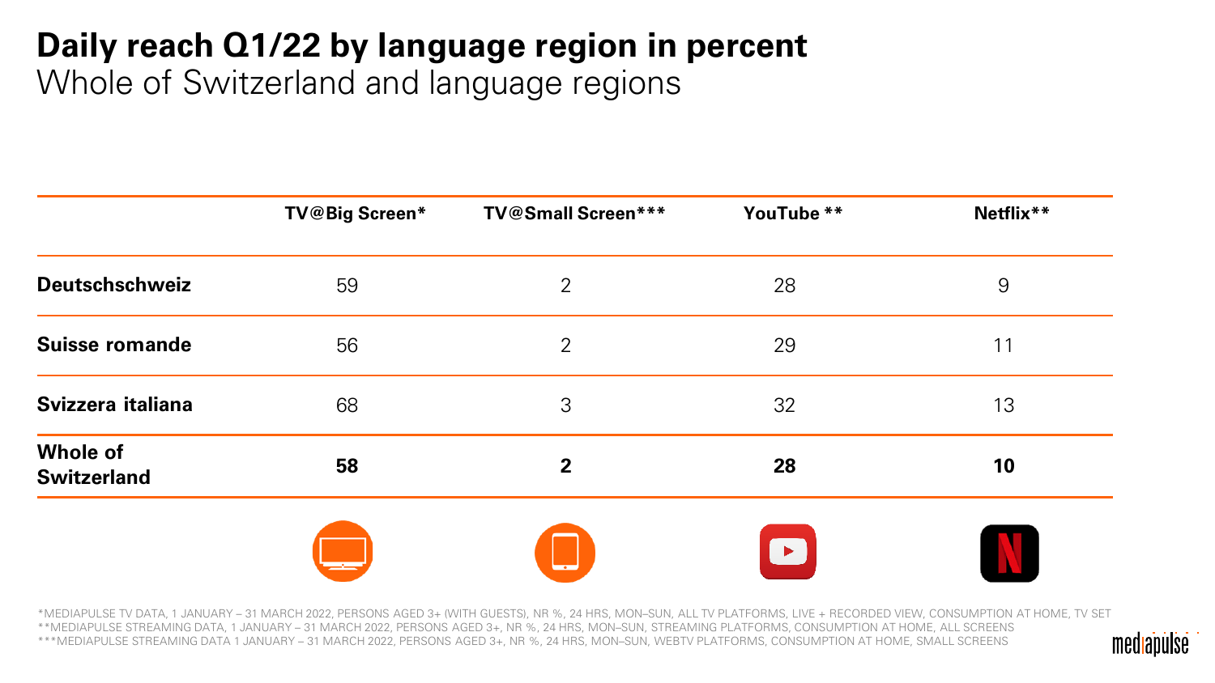# Daily reach Q1/22 by language region in percent

## Whole of Switzerland and language regions

| | TV@Big Screen* | TV@Small Screen*** | YouTube ** | Netflix** |
|---|---|---|---|---|
| **Deutschschweiz** | 59 | 2 | 28 | 9 |
| **Suisse romande** | 56 | 2 | 29 | 11 |
| **Svizzera italiana** | 68 | 3 | 32 | 13 |
| **Whole of Switzerland** | **58** | **2** | **28** | **10** |

*MEDIAPULSE TV DATA, 1 JANUARY – 31 MARCH 2022, PERSONS AGED 3+ (WITH GUESTS), NR %, 24 HRS, MON–SUN, ALL TV PLATFORMS, LIVE + RECORDED VIEW, CONSUMPTION AT HOME, TV SET
**MEDIAPULSE STREAMING DATA, 1 JANUARY – 31 MARCH 2022, PERSONS AGED 3+, NR %, 24 HRS, MON–SUN, STREAMING PLATFORMS, CONSUMPTION AT HOME, ALL SCREENS
***MEDIAPULSE STREAMING DATA 1 JANUARY – 31 MARCH 2022, PERSONS AGED 3+, NR %, 24 HRS, MON–SUN, WEBTV PLATFORMS, CONSUMPTION AT HOME, SMALL SCREENS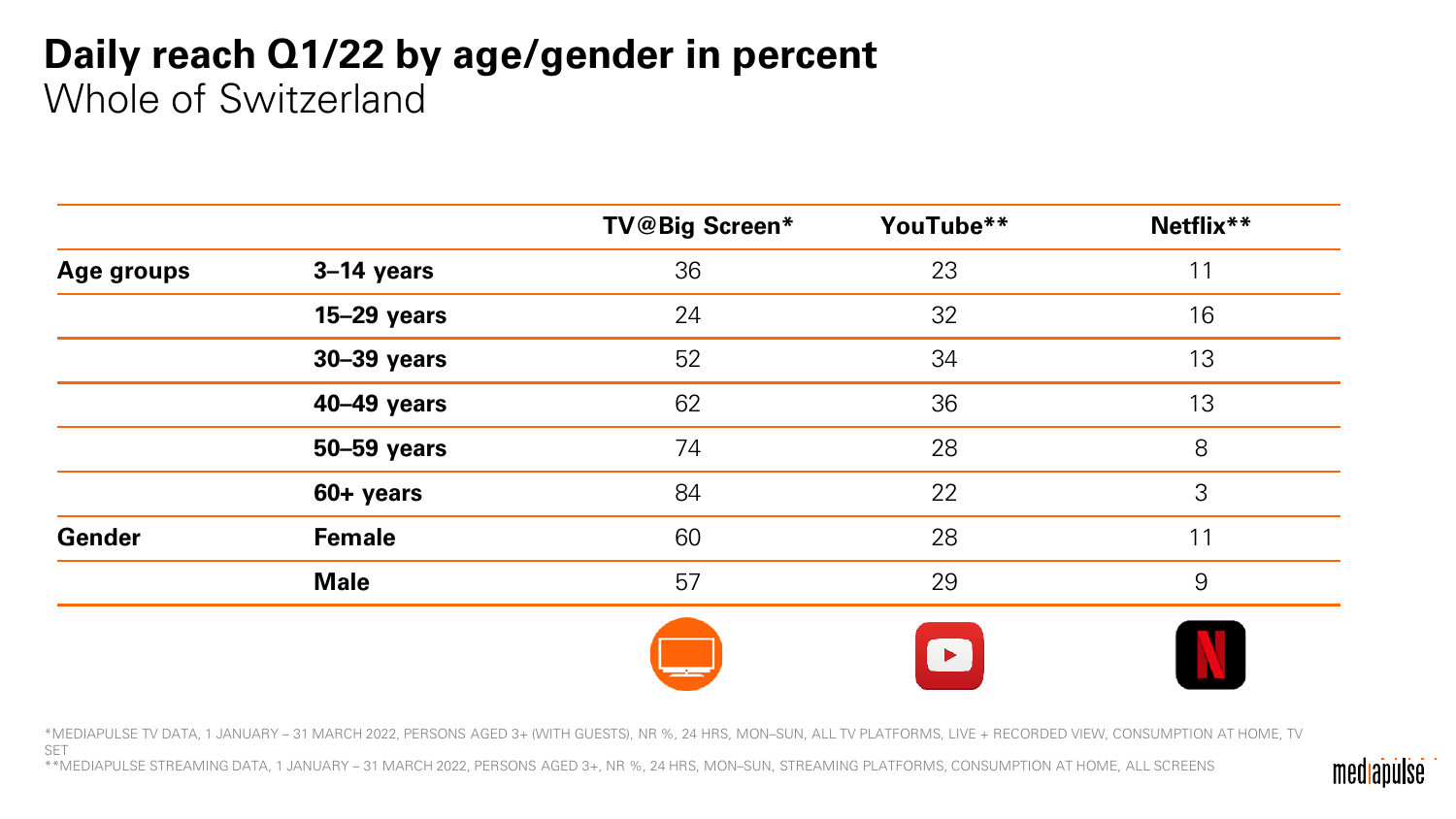# Daily reach Q1/22 by age/gender in percent

Whole of Switzerland

| | | TV@Big Screen* | YouTube** | Netflix** |
|---|---|---|---|---|
| **Age groups** | **3–14 years** | 36 | 23 | 11 |
| | **15–29 years** | 24 | 32 | 16 |
| | **30–39 years** | 52 | 34 | 13 |
| | **40–49 years** | 62 | 36 | 13 |
| | **50–59 years** | 74 | 28 | 8 |
| | **60+ years** | 84 | 22 | 3 |
| **Gender** | **Female** | 60 | 28 | 11 |
| | **Male** | 57 | 29 | 9 |

*MEDIAPULSE TV DATA, 1 JANUARY – 31 MARCH 2022, PERSONS AGED 3+ (WITH GUESTS), NR %, 24 HRS, MON–SUN, ALL TV PLATFORMS, LIVE + RECORDED VIEW, CONSUMPTION AT HOME, TV SET

**MEDIAPULSE STREAMING DATA, 1 JANUARY – 31 MARCH 2022, PERSONS AGED 3+, NR %, 24 HRS, MON–SUN, STREAMING PLATFORMS, CONSUMPTION AT HOME, ALL SCREENS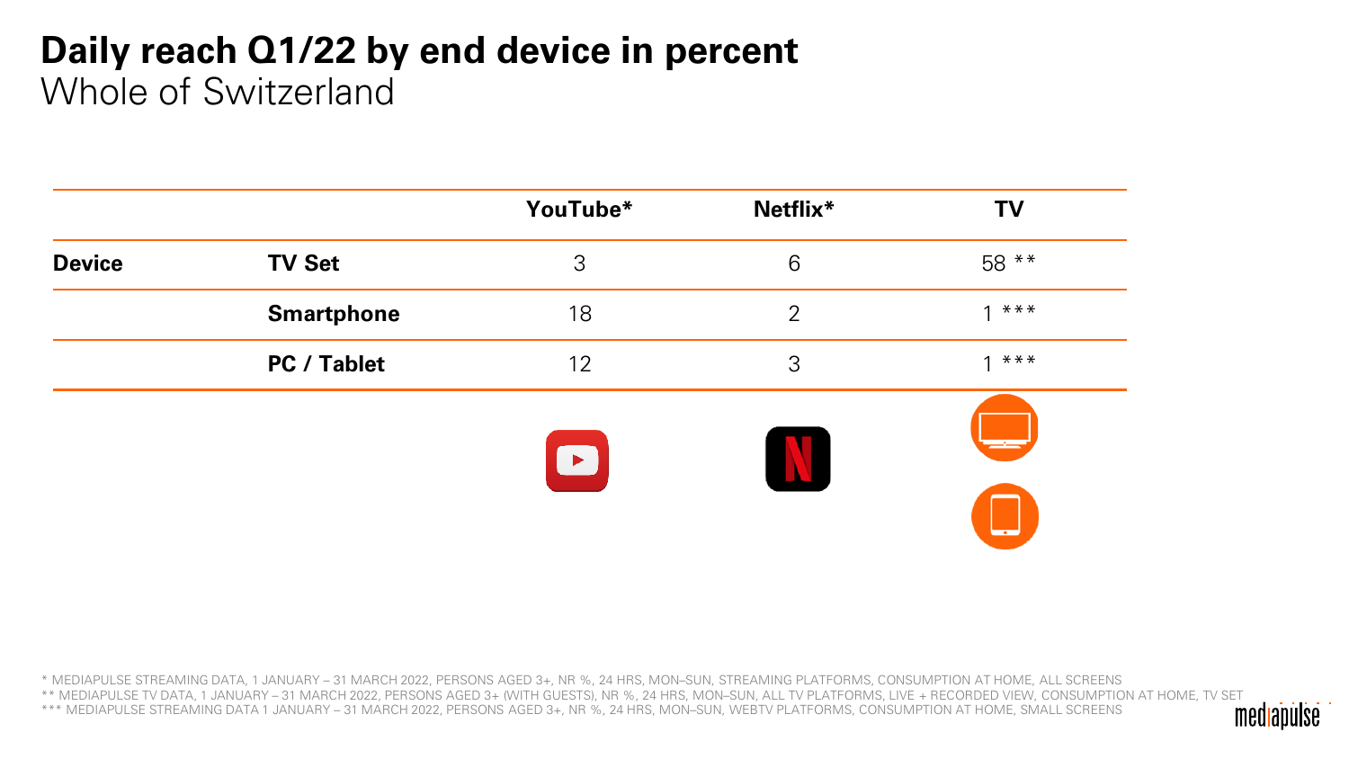# Daily reach Q1/22 by end device in percent

Whole of Switzerland

| | | YouTube* | Netflix* | TV |
|---|---|---|---|---|
| **Device** | **TV Set** | 3 | 6 | 58 ** |
| | **Smartphone** | 18 | 2 | 1 *** |
| | **PC / Tablet** | 12 | 3 | 1 *** |

\* MEDIAPULSE STREAMING DATA, 1 JANUARY – 31 MARCH 2022, PERSONS AGED 3+, NR %, 24 HRS, MON–SUN, STREAMING PLATFORMS, CONSUMPTION AT HOME, ALL SCREENS

** MEDIAPULSE TV DATA, 1 JANUARY – 31 MARCH 2022, PERSONS AGED 3+ (WITH GUESTS), NR %, 24 HRS, MON–SUN, ALL TV PLATFORMS, LIVE + RECORDED VIEW, CONSUMPTION AT HOME, TV SET

*** MEDIAPULSE STREAMING DATA 1 JANUARY – 31 MARCH 2022, PERSONS AGED 3+, NR %, 24 HRS, MON–SUN, WEBTV PLATFORMS, CONSUMPTION AT HOME, SMALL SCREENS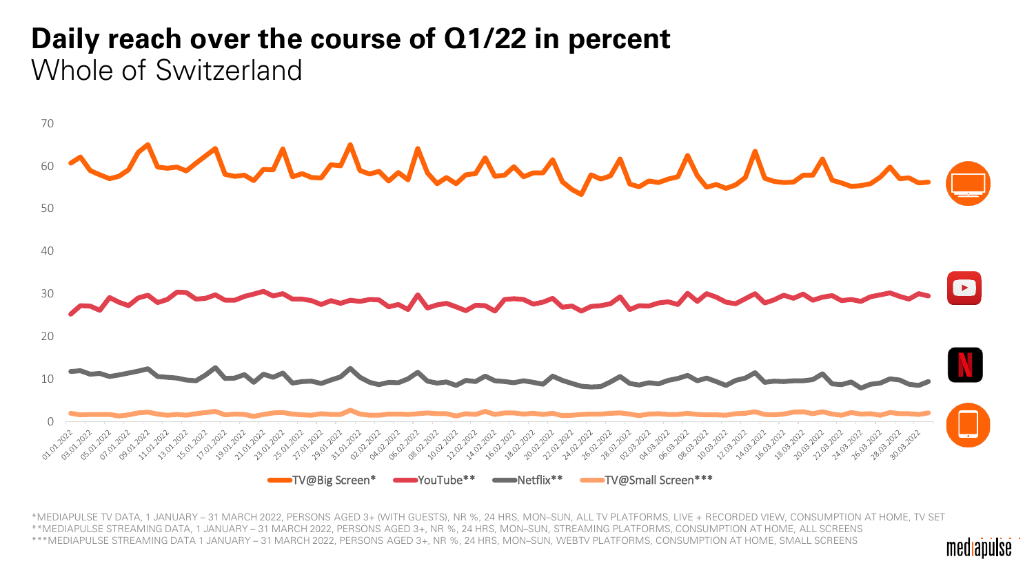# Daily reach over the course of Q1/22 in percent

Whole of Switzerland

TV@Big Screen* — YouTube** — Netflix** — TV@Small Screen***

*MEDIAPULSE TV DATA, 1 JANUARY – 31 MARCH 2022, PERSONS AGED 3+ (WITH GUESTS), NR %, 24 HRS, MON–SUN, ALL TV PLATFORMS, LIVE + RECORDED VIEW, CONSUMPTION AT HOME, TV SET
**MEDIAPULSE STREAMING DATA, 1 JANUARY – 31 MARCH 2022, PERSONS AGED 3+, NR %, 24 HRS, MON–SUN, STREAMING PLATFORMS, CONSUMPTION AT HOME, ALL SCREENS
***MEDIAPULSE STREAMING DATA 1 JANUARY – 31 MARCH 2022, PERSONS AGED 3+, NR %, 24 HRS, MON–SUN, WEBTV PLATFORMS, CONSUMPTION AT HOME, SMALL SCREENS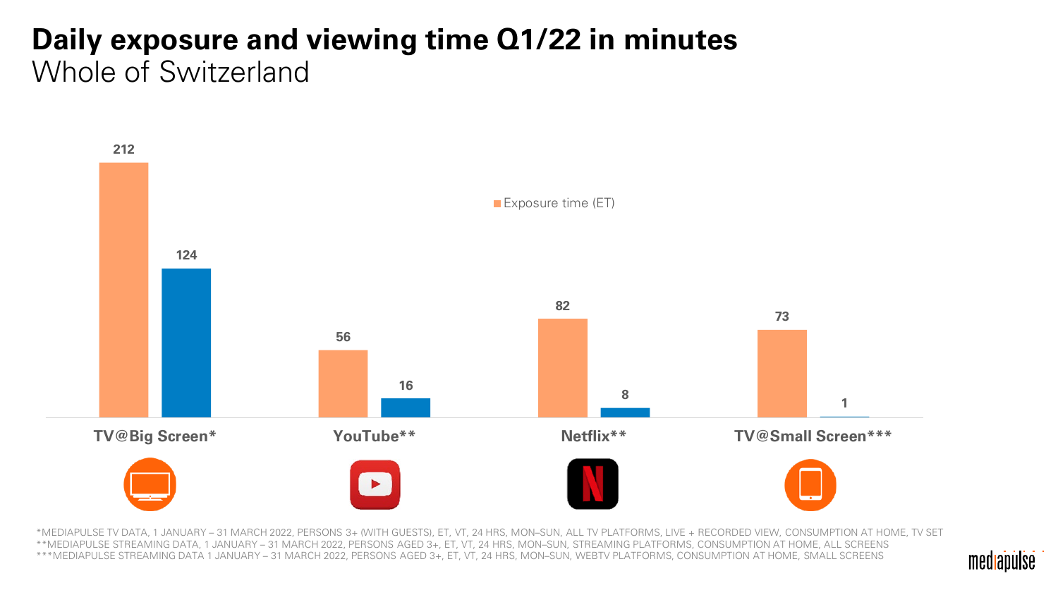# Daily exposure and viewing time Q1/22 in minutes

Whole of Switzerland

Exposure time (ET)

212

124

56

16

82

8

73

1

TV@Big Screen*

YouTube**

Netflix**

TV@Small Screen***

*MEDIAPULSE TV DATA, 1 JANUARY – 31 MARCH 2022, PERSONS 3+ (WITH GUESTS), ET, VT, 24 HRS, MON–SUN, ALL TV PLATFORMS, LIVE + RECORDED VIEW, CONSUMPTION AT HOME, TV SET
**MEDIAPULSE STREAMING DATA, 1 JANUARY – 31 MARCH 2022, PERSONS AGED 3+, ET, VT, 24 HRS, MON–SUN, STREAMING PLATFORMS, CONSUMPTION AT HOME, ALL SCREENS
***MEDIAPULSE STREAMING DATA 1 JANUARY – 31 MARCH 2022, PERSONS AGED 3+, ET, VT, 24 HRS, MON–SUN, WEBTV PLATFORMS, CONSUMPTION AT HOME, SMALL SCREENS

mediapulse